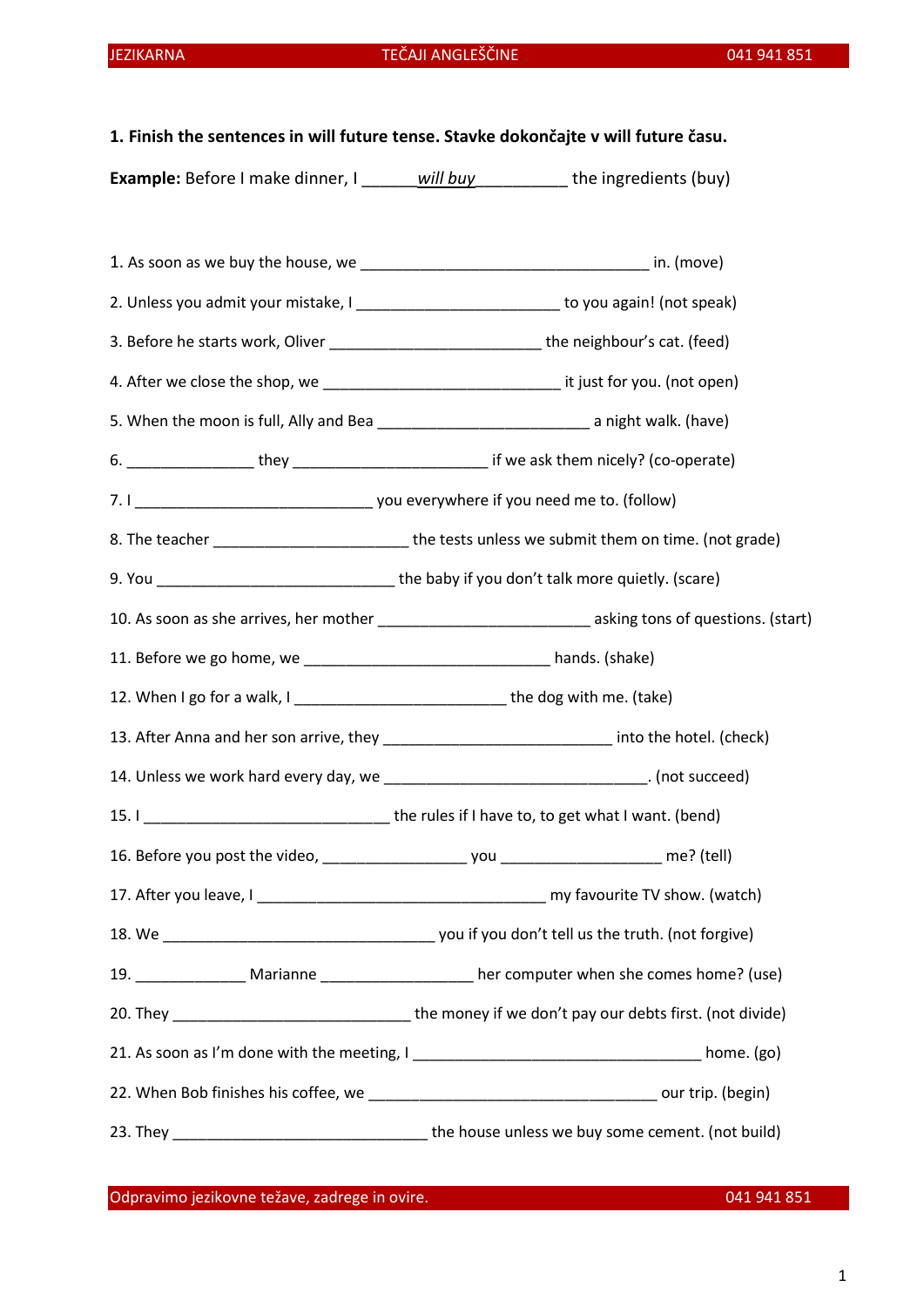**1. Finish the sentences in will future tense. Stavke dokončajte v will future času.**

**Example:** Before I make dinner, I ______*will buy*__________ the ingredients (buy)

1. As soon as we buy the house, we ___________________________________ in. (move)
2. Unless you admit your mistake, I ________________________ to you again! (not speak)
3. Before he starts work, Oliver _________________________ the neighbour's cat. (feed)
4. After we close the shop, we ____________________________ it just for you. (not open)
5. When the moon is full, Ally and Bea _________________________ a night walk. (have)
6. _______________ they _______________________ if we ask them nicely? (co-operate)
7. I ____________________________ you everywhere if you need me to. (follow)
8. The teacher _______________________ the tests unless we submit them on time. (not grade)
9. You _____________________________ the baby if you don't talk more quietly. (scare)
10. As soon as she arrives, her mother _________________________ asking tons of questions. (start)
11. Before we go home, we _____________________________ hands. (shake)
12. When I go for a walk, I _________________________ the dog with me. (take)
13. After Anna and her son arrive, they ___________________________ into the hotel. (check)
14. Unless we work hard every day, we _______________________________. (not succeed)
15. I _____________________________ the rules if I have to, to get what I want. (bend)
16. Before you post the video, _________________ you ___________________ me? (tell)
17. After you leave, I __________________________________ my favourite TV show. (watch)
18. We ________________________________ you if you don't tell us the truth. (not forgive)
19. _____________ Marianne __________________ her computer when she comes home? (use)
20. They ____________________________ the money if we don't pay our debts first. (not divide)
21. As soon as I'm done with the meeting, I __________________________________ home. (go)
22. When Bob finishes his coffee, we __________________________________ our trip. (begin)
23. They ______________________________ the house unless we buy some cement. (not build)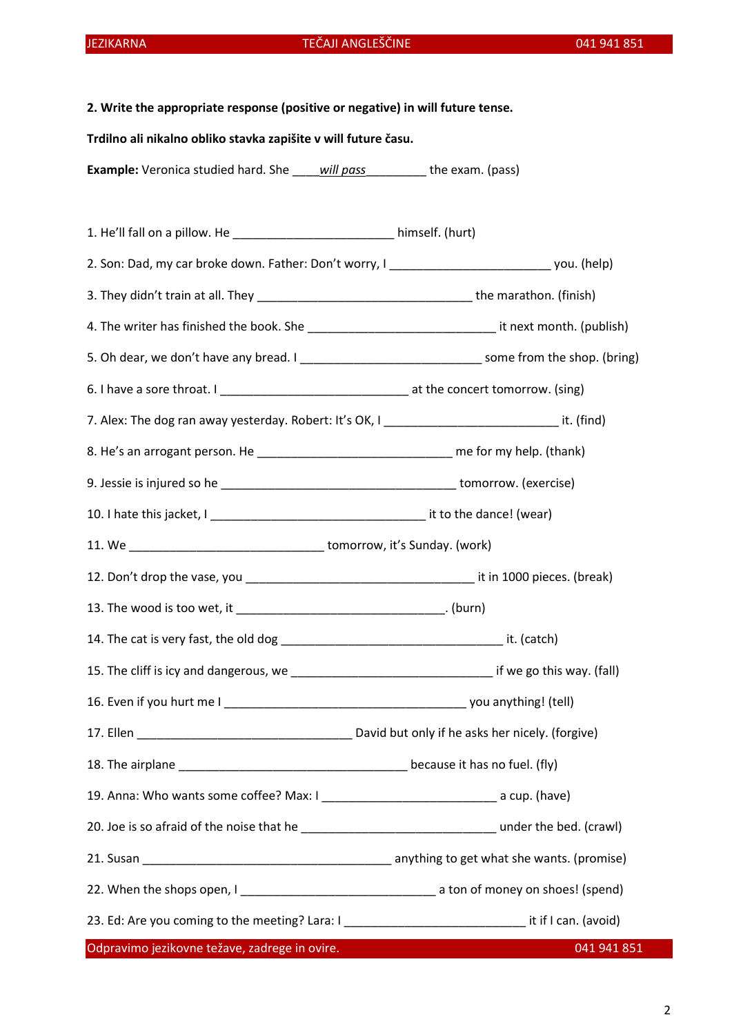**2. Write the appropriate response (positive or negative) in will future tense.**

**Trdilno ali nikalno obliko stavka zapišite v will future času.**

**Example:** Veronica studied hard. She ____*will pass*_________ the exam. (pass)

1. He'll fall on a pillow. He ________________________ himself. (hurt)
2. Son: Dad, my car broke down. Father: Don't worry, I ________________________ you. (help)
3. They didn't train at all. They _________________________________ the marathon. (finish)
4. The writer has finished the book. She ____________________________ it next month. (publish)
5. Oh dear, we don't have any bread. I ___________________________ some from the shop. (bring)
6. I have a sore throat. I ____________________________ at the concert tomorrow. (sing)
7. Alex: The dog ran away yesterday. Robert: It's OK, I __________________________ it. (find)
8. He's an arrogant person. He _____________________________ me for my help. (thank)
9. Jessie is injured so he ____________________________________ tomorrow. (exercise)
10. I hate this jacket, I ________________________________ it to the dance! (wear)
11. We _____________________________ tomorrow, it's Sunday. (work)
12. Don't drop the vase, you __________________________________ it in 1000 pieces. (break)
13. The wood is too wet, it _______________________________. (burn)
14. The cat is very fast, the old dog _________________________________ it. (catch)
15. The cliff is icy and dangerous, we ______________________________ if we go this way. (fall)
16. Even if you hurt me I ____________________________________ you anything! (tell)
17. Ellen ________________________________ David but only if he asks her nicely. (forgive)
18. The airplane __________________________________ because it has no fuel. (fly)
19. Anna: Who wants some coffee? Max: I __________________________ a cup. (have)
20. Joe is so afraid of the noise that he _____________________________ under the bed. (crawl)
21. Susan _____________________________________ anything to get what she wants. (promise)
22. When the shops open, I _____________________________ a ton of money on shoes! (spend)
23. Ed: Are you coming to the meeting? Lara: I ___________________________ it if I can. (avoid)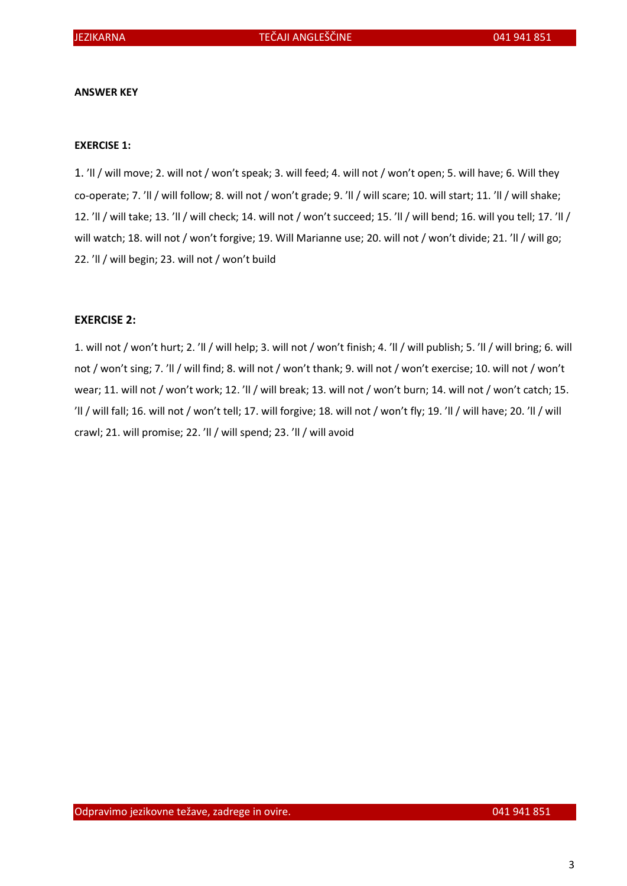**ANSWER KEY**

**EXERCISE 1:**

1. ’ll / will move; 2. will not / won’t speak; 3. will feed; 4. will not / won’t open; 5. will have; 6. Will they co-operate; 7. ’ll / will follow; 8. will not / won’t grade; 9. ’ll / will scare; 10. will start; 11. ’ll / will shake; 12. ’ll / will take; 13. ’ll / will check; 14. will not / won’t succeed; 15. ’ll / will bend; 16. will you tell; 17. ’ll / will watch; 18. will not / won’t forgive; 19. Will Marianne use; 20. will not / won’t divide; 21. ’ll / will go; 22. ’ll / will begin; 23. will not / won’t build

## EXERCISE 2:

1. will not / won’t hurt; 2. ’ll / will help; 3. will not / won’t finish; 4. ’ll / will publish; 5. ’ll / will bring; 6. will not / won’t sing; 7. ’ll / will find; 8. will not / won’t thank; 9. will not / won’t exercise; 10. will not / won’t wear; 11. will not / won’t work; 12. ’ll / will break; 13. will not / won’t burn; 14. will not / won’t catch; 15. ’ll / will fall; 16. will not / won’t tell; 17. will forgive; 18. will not / won’t fly; 19. ’ll / will have; 20. ’ll / will crawl; 21. will promise; 22. ’ll / will spend; 23. ’ll / will avoid